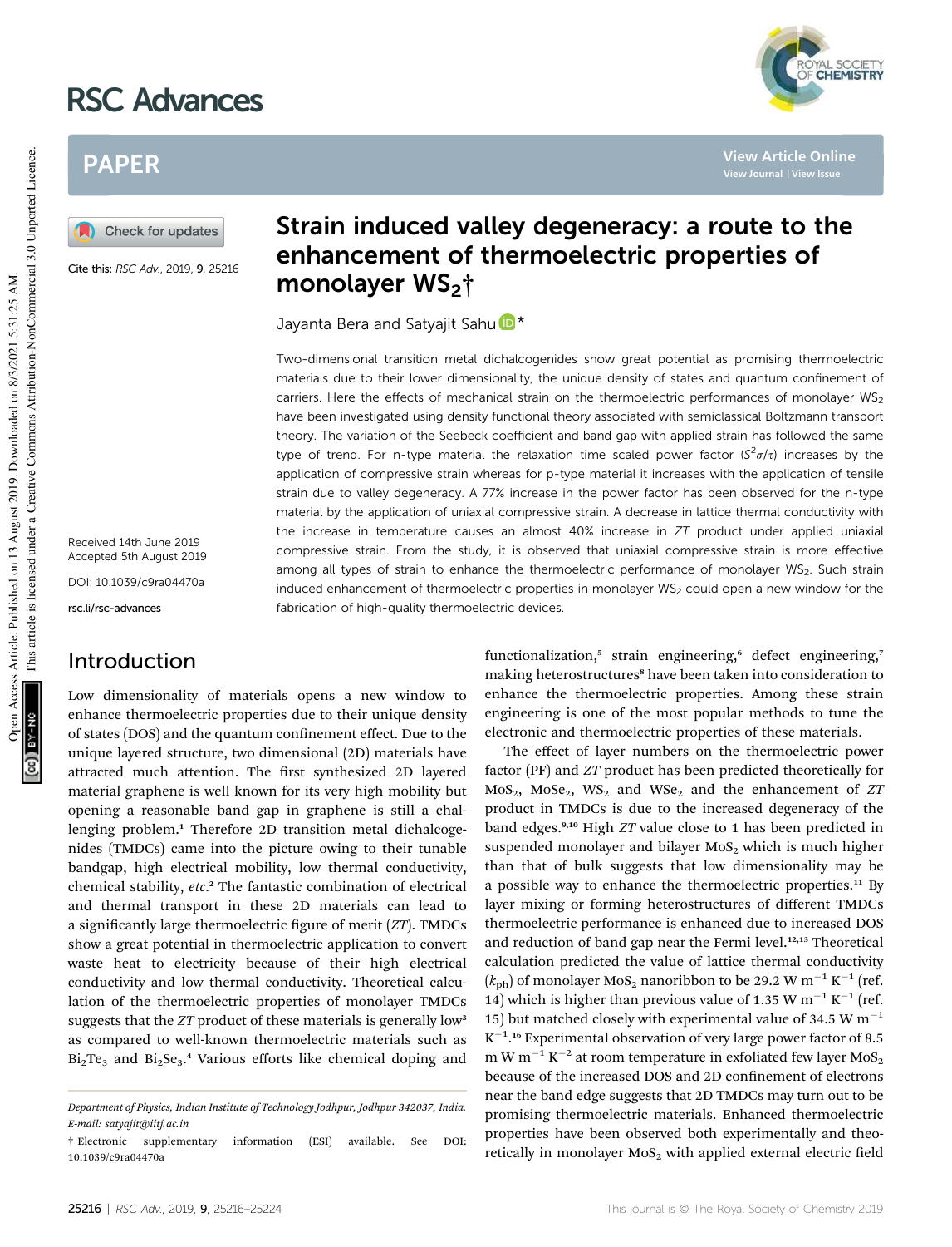# Strain induced valley degeneracy: a route to the enhancement of thermoelectric properties of monolayer $WS_2$†

Jayanta Bera and Satyajit Sahu*

Cite this: *RSC Adv.*, 2019, **9**, 25216

Received 14th June 2019
Accepted 5th August 2019

DOI: 10.1039/c9ra04470a

rsc.li/rsc-advances

Two-dimensional transition metal dichalcogenides show great potential as promising thermoelectric materials due to their lower dimensionality, the unique density of states and quantum confinement of carriers. Here the effects of mechanical strain on the thermoelectric performances of monolayer $WS_2$ have been investigated using density functional theory associated with semiclassical Boltzmann transport theory. The variation of the Seebeck coefficient and band gap with applied strain has followed the same type of trend. For n-type material the relaxation time scaled power factor ($S^2\sigma/\tau$) increases by the application of compressive strain whereas for p-type material it increases with the application of tensile strain due to valley degeneracy. A 77% increase in the power factor has been observed for the n-type material by the application of uniaxial compressive strain. A decrease in lattice thermal conductivity with the increase in temperature causes an almost 40% increase in *ZT* product under applied uniaxial compressive strain. From the study, it is observed that uniaxial compressive strain is more effective among all types of strain to enhance the thermoelectric performance of monolayer $WS_2$. Such strain induced enhancement of thermoelectric properties in monolayer $WS_2$ could open a new window for the fabrication of high-quality thermoelectric devices.

## Introduction

Low dimensionality of materials opens a new window to enhance thermoelectric properties due to their unique density of states (DOS) and the quantum confinement effect. Due to the unique layered structure, two dimensional (2D) materials have attracted much attention. The first synthesized 2D layered material graphene is well known for its very high mobility but opening a reasonable band gap in graphene is still a challenging problem.[1] Therefore 2D transition metal dichalcogenides (TMDCs) came into the picture owing to their tunable bandgap, high electrical mobility, low thermal conductivity, chemical stability, *etc.*[2] The fantastic combination of electrical and thermal transport in these 2D materials can lead to a significantly large thermoelectric figure of merit (*ZT*). TMDCs show a great potential in thermoelectric application to convert waste heat to electricity because of their high electrical conductivity and low thermal conductivity. Theoretical calculation of the thermoelectric properties of monolayer TMDCs suggests that the *ZT* product of these materials is generally low[3] as compared to well-known thermoelectric materials such as $Bi_2Te_3$ and $Bi_2Se_3$.[4] Various efforts like chemical doping and functionalization,[5] strain engineering,[6] defect engineering,[7] making heterostructures[8] have been taken into consideration to enhance the thermoelectric properties. Among these strain engineering is one of the most popular methods to tune the electronic and thermoelectric properties of these materials.

The effect of layer numbers on the thermoelectric power factor (PF) and *ZT* product has been predicted theoretically for $MoS_2$, $MoSe_2$, $WS_2$ and $WSe_2$ and the enhancement of *ZT* product in TMDCs is due to the increased degeneracy of the band edges.[9,10] High *ZT* value close to 1 has been predicted in suspended monolayer and bilayer $MoS_2$ which is much higher than that of bulk suggests that low dimensionality may be a possible way to enhance the thermoelectric properties.[11] By layer mixing or forming heterostructures of different TMDCs thermoelectric performance is enhanced due to increased DOS and reduction of band gap near the Fermi level.[12,13] Theoretical calculation predicted the value of lattice thermal conductivity ($k_{ph}$) of monolayer $MoS_2$ nanoribbon to be 29.2 W $m^{-1}$ $K^{-1}$ (ref. 14) which is higher than previous value of 1.35 W $m^{-1}$ $K^{-1}$ (ref. 15) but matched closely with experimental value of 34.5 W $m^{-1}$ $K^{-1}$.[16] Experimental observation of very large power factor of 8.5 m W $m^{-1}$ $K^{-2}$ at room temperature in exfoliated few layer $MoS_2$ because of the increased DOS and 2D confinement of electrons near the band edge suggests that 2D TMDCs may turn out to be promising thermoelectric materials. Enhanced thermoelectric properties have been observed both experimentally and theoretically in monolayer $MoS_2$ with applied external electric field

Department of Physics, Indian Institute of Technology Jodhpur, Jodhpur 342037, India. E-mail: satyajit@iitj.ac.in

† Electronic supplementary information (ESI) available. See DOI: 10.1039/c9ra04470a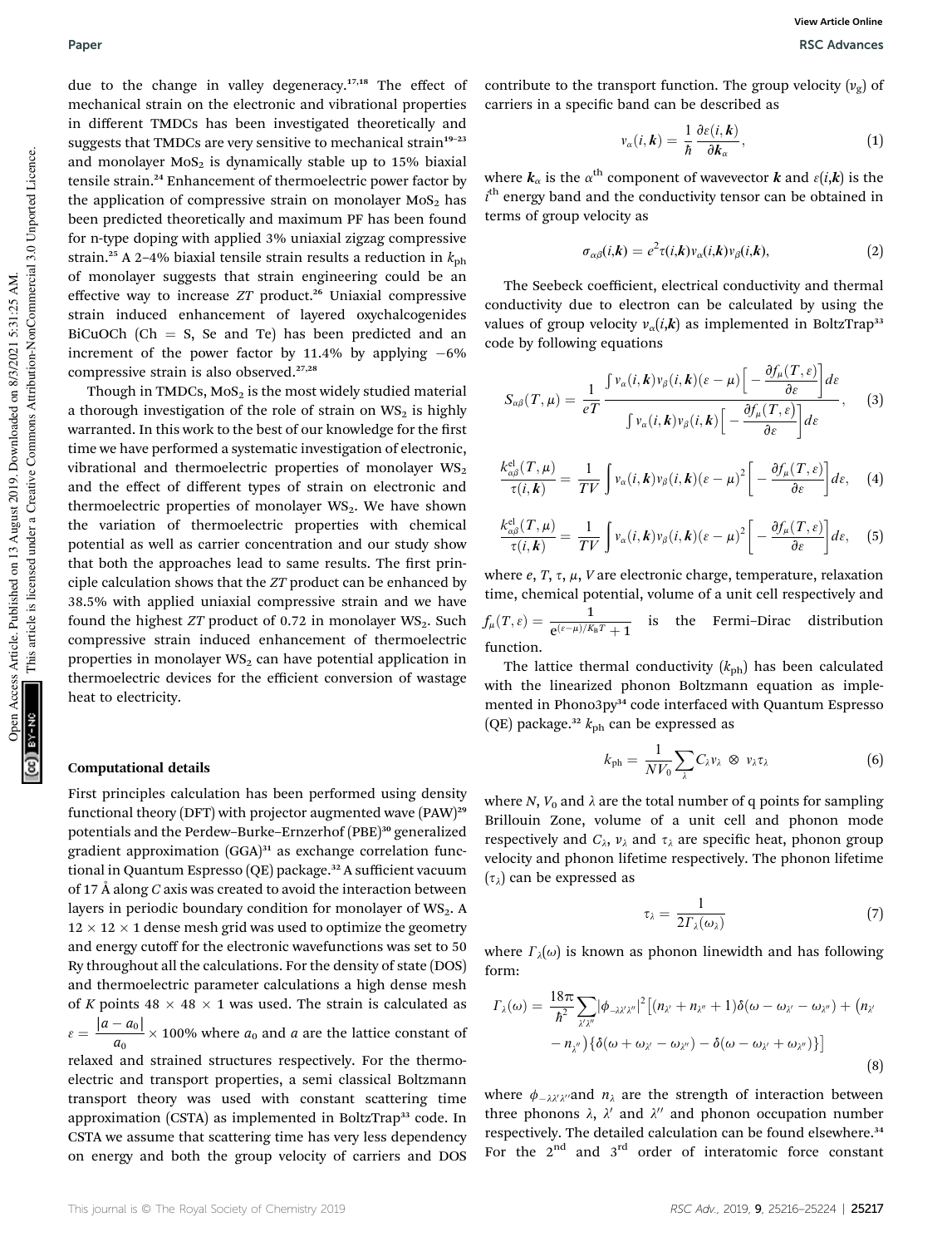due to the change in valley degeneracy.[17,18] The effect of mechanical strain on the electronic and vibrational properties in different TMDCs has been investigated theoretically and suggests that TMDCs are very sensitive to mechanical strain[19–23] and monolayer $MoS_2$ is dynamically stable up to 15% biaxial tensile strain.[24] Enhancement of thermoelectric power factor by the application of compressive strain on monolayer $MoS_2$ has been predicted theoretically and maximum PF has been found for n-type doping with applied 3% uniaxial zigzag compressive strain.[25] A 2–4% biaxial tensile strain results a reduction in $k_{ph}$ of monolayer suggests that strain engineering could be an effective way to increase *ZT* product.[26] Uniaxial compressive strain induced enhancement of layered oxychalcogenides BiCuOCh (Ch = S, Se and Te) has been predicted and an increment of the power factor by 11.4% by applying −6% compressive strain is also observed.[27,28]

Though in TMDCs, $MoS_2$ is the most widely studied material a thorough investigation of the role of strain on $WS_2$ is highly warranted. In this work to the best of our knowledge for the first time we have performed a systematic investigation of electronic, vibrational and thermoelectric properties of monolayer $WS_2$ and the effect of different types of strain on electronic and thermoelectric properties of monolayer $WS_2$. We have shown the variation of thermoelectric properties with chemical potential as well as carrier concentration and our study show that both the approaches lead to same results. The first principle calculation shows that the *ZT* product can be enhanced by 38.5% with applied uniaxial compressive strain and we have found the highest *ZT* product of 0.72 in monolayer $WS_2$. Such compressive strain induced enhancement of thermoelectric properties in monolayer $WS_2$ can have potential application in thermoelectric devices for the efficient conversion of wastage heat to electricity.

## Computational details

First principles calculation has been performed using density functional theory (DFT) with projector augmented wave (PAW)[29] potentials and the Perdew–Burke–Ernzerhof (PBE)[30] generalized gradient approximation (GGA)[31] as exchange correlation functional in Quantum Espresso (QE) package.[32] A sufficient vacuum of 17 Å along *C* axis was created to avoid the interaction between layers in periodic boundary condition for monolayer of $WS_2$. A $12 \times 12 \times 1$ dense mesh grid was used to optimize the geometry and energy cutoff for the electronic wavefunctions was set to 50 Ry throughout all the calculations. For the density of state (DOS) and thermoelectric parameter calculations a high dense mesh of *K* points $48 \times 48 \times 1$ was used. The strain is calculated as $\varepsilon = \frac{|a - a_0|}{a_0} \times 100\%$ where $a_0$ and $a$ are the lattice constant of relaxed and strained structures respectively. For the thermoelectric and transport properties, a semi classical Boltzmann transport theory was used with constant scattering time approximation (CSTA) as implemented in BoltzTrap[33] code. In CSTA we assume that scattering time has very less dependency on energy and both the group velocity of carriers and DOS contribute to the transport function. The group velocity ($v_g$) of carriers in a specific band can be described as

$$v_\alpha(i, \boldsymbol{k}) = \frac{1}{\hbar}\frac{\partial \varepsilon(i, \boldsymbol{k})}{\partial \boldsymbol{k}_\alpha}, \tag{1}$$

where $\boldsymbol{k}_\alpha$ is the $\alpha^{\text{th}}$ component of wavevector $\boldsymbol{k}$ and $\varepsilon(i,\boldsymbol{k})$ is the $i^{\text{th}}$ energy band and the conductivity tensor can be obtained in terms of group velocity as

$$\sigma_{\alpha\beta}(i, \boldsymbol{k}) = e^2 \tau(i, \boldsymbol{k}) v_\alpha(i, \boldsymbol{k}) v_\beta(i, \boldsymbol{k}), \tag{2}$$

The Seebeck coefficient, electrical conductivity and thermal conductivity due to electron can be calculated by using the values of group velocity $v_\alpha(i,\boldsymbol{k})$ as implemented in BoltzTrap[33] code by following equations

$$S_{\alpha\beta}(T, \mu) = \frac{1}{eT} \frac{\int v_\alpha(i, \boldsymbol{k}) v_\beta(i, \boldsymbol{k}) (\varepsilon - \mu) \left[ -\frac{\partial f_\mu(T, \varepsilon)}{\partial \varepsilon} \right] d\varepsilon}{\int v_\alpha(i, \boldsymbol{k}) v_\beta(i, \boldsymbol{k}) \left[ -\frac{\partial f_\mu(T, \varepsilon)}{\partial \varepsilon} \right] d\varepsilon}, \tag{3}$$

$$\frac{k^{\text{el}}_{\alpha\beta}(T, \mu)}{\tau(i, \boldsymbol{k})} = \frac{1}{TV} \int v_\alpha(i, \boldsymbol{k}) v_\beta(i, \boldsymbol{k}) (\varepsilon - \mu)^2 \left[ -\frac{\partial f_\mu(T, \varepsilon)}{\partial \varepsilon} \right] d\varepsilon, \tag{4}$$

$$\frac{k^{\text{el}}_{\alpha\beta}(T, \mu)}{\tau(i, \boldsymbol{k})} = \frac{1}{TV} \int v_\alpha(i, \boldsymbol{k}) v_\beta(i, \boldsymbol{k}) (\varepsilon - \mu)^2 \left[ -\frac{\partial f_\mu(T, \varepsilon)}{\partial \varepsilon} \right] d\varepsilon, \tag{5}$$

where $e$, $T$, $\tau$, $\mu$, $V$ are electronic charge, temperature, relaxation time, chemical potential, volume of a unit cell respectively and $f_\mu(T, \varepsilon) = \frac{1}{e^{(\varepsilon - \mu)/K_B T} + 1}$ is the Fermi–Dirac distribution function.

The lattice thermal conductivity ($k_{ph}$) has been calculated with the linearized phonon Boltzmann equation as implemented in Phono3py[34] code interfaced with Quantum Espresso (QE) package.[32] $k_{ph}$ can be expressed as

$$k_{\text{ph}} = \frac{1}{NV_0} \sum_\lambda C_\lambda v_\lambda \otimes v_\lambda \tau_\lambda \tag{6}$$

where $N$, $V_0$ and $\lambda$ are the total number of q points for sampling Brillouin Zone, volume of a unit cell and phonon mode respectively and $C_\lambda$, $v_\lambda$ and $\tau_\lambda$ are specific heat, phonon group velocity and phonon lifetime respectively. The phonon lifetime ($\tau_\lambda$) can be expressed as

$$\tau_\lambda = \frac{1}{2\Gamma_\lambda(\omega_\lambda)} \tag{7}$$

where $\Gamma_\lambda(\omega)$ is known as phonon linewidth and has following form:

$$\Gamma_\lambda(\omega) = \frac{18\pi}{\hbar^2} \sum_{\lambda'\lambda''} |\phi_{-\lambda\lambda'\lambda''}|^2 \big[ (n_{\lambda'} + n_{\lambda''} + 1)\delta(\omega - \omega_{\lambda'} - \omega_{\lambda''}) + (n_{\lambda'} - n_{\lambda''}) \{ \delta(\omega + \omega_{\lambda'} - \omega_{\lambda''}) - \delta(\omega - \omega_{\lambda'} + \omega_{\lambda''}) \} \big] \tag{8}$$

where $\phi_{-\lambda\lambda'\lambda''}$ and $n_\lambda$ are the strength of interaction between three phonons $\lambda$, $\lambda'$ and $\lambda''$ and phonon occupation number respectively. The detailed calculation can be found elsewhere.[34] For the $2^{\text{nd}}$ and $3^{\text{rd}}$ order of interatomic force constant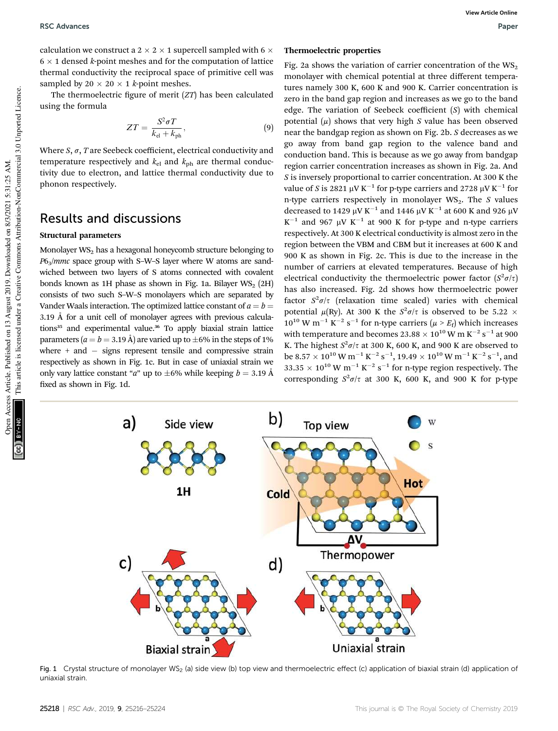calculation we construct a $2 \times 2 \times 1$ supercell sampled with $6 \times 6 \times 1$ densed *k*-point meshes and for the computation of lattice thermal conductivity the reciprocal space of primitive cell was sampled by $20 \times 20 \times 1$ *k*-point meshes.

The thermoelectric figure of merit (*ZT*) has been calculated using the formula

$$ZT = \frac{S^2 \sigma T}{k_{el} + k_{ph}}, \tag{9}$$

Where $S$, $\sigma$, $T$ are Seebeck coefficient, electrical conductivity and temperature respectively and $k_{el}$ and $k_{ph}$ are thermal conductivity due to electron, and lattice thermal conductivity due to phonon respectively.

## Results and discussions

### Structural parameters

Monolayer $WS_2$ has a hexagonal honeycomb structure belonging to $P6_3/mmc$ space group with S–W–S layer where W atoms are sandwiched between two layers of S atoms connected with covalent bonds known as 1H phase as shown in Fig. 1a. Bilayer $WS_2$ (2H) consists of two such S–W–S monolayers which are separated by Vander Waals interaction. The optimized lattice constant of $a = b = 3.19$ Å for a unit cell of monolayer agrees with previous calculations[35] and experimental value.[36] To apply biaxial strain lattice parameters ($a = b = 3.19$ Å) are varied up to ±6% in the steps of 1% where + and − signs represent tensile and compressive strain respectively as shown in Fig. 1c. But in case of uniaxial strain we only vary lattice constant "*a*" up to ±6% while keeping $b = 3.19$ Å fixed as shown in Fig. 1d.

### Thermoelectric properties

Fig. 2a shows the variation of carrier concentration of the $WS_2$ monolayer with chemical potential at three different temperatures namely 300 K, 600 K and 900 K. Carrier concentration is zero in the band gap region and increases as we go to the band edge. The variation of Seebeck coefficient ($S$) with chemical potential ($\mu$) shows that very high $S$ value has been observed near the bandgap region as shown on Fig. 2b. $S$ decreases as we go away from band gap region to the valence band and conduction band. This is because as we go away from bandgap region carrier concentration increases as shown in Fig. 2a. And $S$ is inversely proportional to carrier concentration. At 300 K the value of $S$ is 2821 μV $K^{-1}$ for p-type carriers and 2728 μV $K^{-1}$ for n-type carriers respectively in monolayer $WS_2$. The $S$ values decreased to 1429 μV $K^{-1}$ and 1446 μV $K^{-1}$ at 600 K and 926 μV $K^{-1}$ and 967 μV $K^{-1}$ at 900 K for p-type and n-type carriers respectively. At 300 K electrical conductivity is almost zero in the region between the VBM and CBM but it increases at 600 K and 900 K as shown in Fig. 2c. This is due to the increase in the number of carriers at elevated temperatures. Because of high electrical conductivity the thermoelectric power factor ($S^2\sigma/\tau$) has also increased. Fig. 2d shows how thermoelectric power factor $S^2\sigma/\tau$ (relaxation time scaled) varies with chemical potential $\mu$(Ry). At 300 K the $S^2\sigma/\tau$ is observed to be $5.22 \times 10^{10}$ W $m^{-1}$ $K^{-2}$ $s^{-1}$ for n-type carriers ($\mu > E_f$) which increases with temperature and becomes $23.88 \times 10^{10}$ W m $K^{-2}$ $s^{-1}$ at 900 K. The highest $S^2\sigma/\tau$ at 300 K, 600 K, and 900 K are observed to be $8.57 \times 10^{10}$ W $m^{-1}$ $K^{-2}$ $s^{-1}$, $19.49 \times 10^{10}$ W $m^{-1}$ $K^{-2}$ $s^{-1}$, and $33.35 \times 10^{10}$ W $m^{-1}$ $K^{-2}$ $s^{-1}$ for n-type region respectively. The corresponding $S^2\sigma/\tau$ at 300 K, 600 K, and 900 K for p-type

Fig. 1 Crystal structure of monolayer $WS_2$ (a) side view (b) top view and thermoelectric effect (c) application of biaxial strain (d) application of uniaxial strain.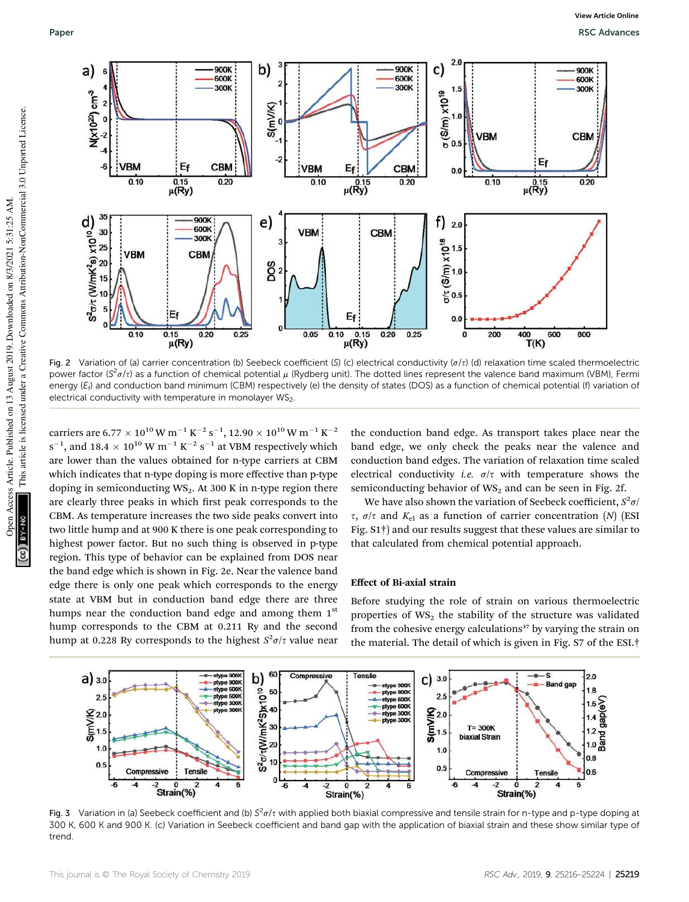Fig. 2 Variation of (a) carrier concentration (b) Seebeck coefficient (S) (c) electrical conductivity ($\sigma/\tau$) (d) relaxation time scaled thermoelectric power factor ($S^2\sigma/\tau$) as a function of chemical potential $\mu$ (Rydberg unit). The dotted lines represent the valence band maximum (VBM), Fermi energy ($E_f$) and conduction band minimum (CBM) respectively (e) the density of states (DOS) as a function of chemical potential (f) variation of electrical conductivity with temperature in monolayer $WS_2$.

carriers are $6.77 \times 10^{10}$ W m$^{-1}$ K$^{-2}$ s$^{-1}$, $12.90 \times 10^{10}$ W m$^{-1}$ K$^{-2}$ s$^{-1}$, and $18.4 \times 10^{10}$ W m$^{-1}$ K$^{-2}$ s$^{-1}$ at VBM respectively which are lower than the values obtained for n-type carriers at CBM which indicates that n-type doping is more effective than p-type doping in semiconducting $WS_2$. At 300 K in n-type region there are clearly three peaks in which first peak corresponds to the CBM. As temperature increases the two side peaks convert into two little hump and at 900 K there is one peak corresponding to highest power factor. But no such thing is observed in p-type region. This type of behavior can be explained from DOS near the band edge which is shown in Fig. 2e. Near the valence band edge there is only one peak which corresponds to the energy state at VBM but in conduction band edge there are three humps near the conduction band edge and among them 1$^{st}$ hump corresponds to the CBM at 0.211 Ry and the second hump at 0.228 Ry corresponds to the highest $S^2\sigma/\tau$ value near the conduction band edge. As transport takes place near the band edge, we only check the peaks near the valence and conduction band edges. The variation of relaxation time scaled electrical conductivity *i.e.* $\sigma/\tau$ with temperature shows the semiconducting behavior of $WS_2$ and can be seen in Fig. 2f.

We have also shown the variation of Seebeck coefficient, $S^2\sigma/\tau$, $\sigma/\tau$ and $K_{el}$ as a function of carrier concentration ($N$) (ESI Fig. S1†) and our results suggest that these values are similar to that calculated from chemical potential approach.

### Effect of Bi-axial strain

Before studying the role of strain on various thermoelectric properties of $WS_2$ the stability of the structure was validated from the cohesive energy calculations[37] by varying the strain on the material. The detail of which is given in Fig. S7 of the ESI.†

Fig. 3 Variation in (a) Seebeck coefficient and (b) $S^2\sigma/\tau$ with applied both biaxial compressive and tensile strain for n-type and p-type doping at 300 K, 600 K and 900 K. (c) Variation in Seebeck coefficient and band gap with the application of biaxial strain and these show similar type of trend.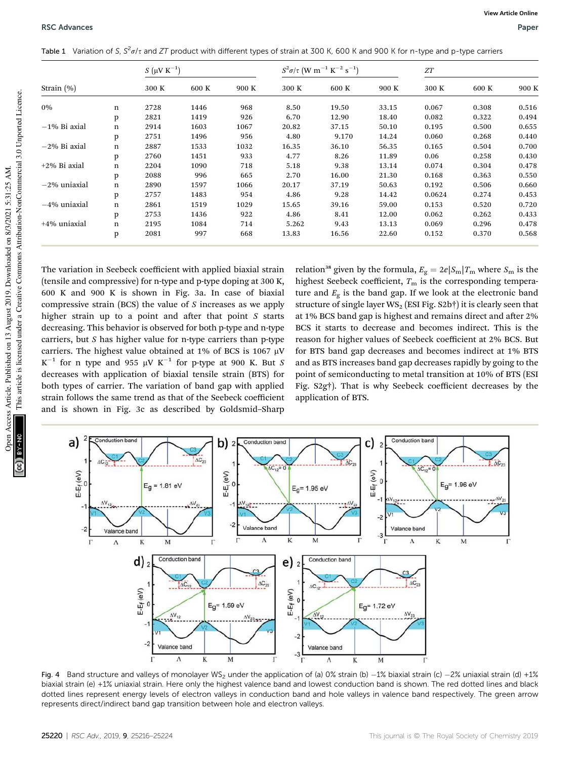Table 1 Variation of $S$, $S^2\sigma/\tau$ and $ZT$ product with different types of strain at 300 K, 600 K and 900 K for n-type and p-type carriers

| | | $S$ (μV K$^{-1}$) | | | $S^2\sigma/\tau$ (W m$^{-1}$ K$^{-2}$ s$^{-1}$) | | | $ZT$ | | |
|---|---|---|---|---|---|---|---|---|---|---|
| Strain (%) | | 300 K | 600 K | 900 K | 300 K | 600 K | 900 K | 300 K | 600 K | 900 K |
| 0% | n | 2728 | 1446 | 968 | 8.50 | 19.50 | 33.15 | 0.067 | 0.308 | 0.516 |
| | p | 2821 | 1419 | 926 | 6.70 | 12.90 | 18.40 | 0.082 | 0.322 | 0.494 |
| −1% Bi axial | n | 2914 | 1603 | 1067 | 20.82 | 37.15 | 50.10 | 0.195 | 0.500 | 0.655 |
| | p | 2751 | 1496 | 956 | 4.80 | 9.170 | 14.24 | 0.060 | 0.268 | 0.440 |
| −2% Bi axial | n | 2887 | 1533 | 1032 | 16.35 | 36.10 | 56.35 | 0.165 | 0.504 | 0.700 |
| | p | 2760 | 1451 | 933 | 4.77 | 8.26 | 11.89 | 0.06 | 0.258 | 0.430 |
| +2% Bi axial | n | 2204 | 1090 | 718 | 5.18 | 9.38 | 13.14 | 0.074 | 0.304 | 0.478 |
| | p | 2088 | 996 | 665 | 2.70 | 16.00 | 21.30 | 0.168 | 0.363 | 0.550 |
| −2% uniaxial | n | 2890 | 1597 | 1066 | 20.17 | 37.19 | 50.63 | 0.192 | 0.506 | 0.660 |
| | p | 2757 | 1483 | 954 | 4.86 | 9.28 | 14.42 | 0.0624 | 0.274 | 0.453 |
| −4% uniaxial | n | 2861 | 1519 | 1029 | 15.65 | 39.16 | 59.00 | 0.153 | 0.520 | 0.720 |
| | p | 2753 | 1436 | 922 | 4.86 | 8.41 | 12.00 | 0.062 | 0.262 | 0.433 |
| +4% uniaxial | n | 2195 | 1084 | 714 | 5.262 | 9.43 | 13.13 | 0.069 | 0.296 | 0.478 |
| | p | 2081 | 997 | 668 | 13.83 | 16.56 | 22.60 | 0.152 | 0.370 | 0.568 |

The variation in Seebeck coefficient with applied biaxial strain (tensile and compressive) for n-type and p-type doping at 300 K, 600 K and 900 K is shown in Fig. 3a. In case of biaxial compressive strain (BCS) the value of $S$ increases as we apply higher strain up to a point and after that point $S$ starts decreasing. This behavior is observed for both p-type and n-type carriers, but $S$ has higher value for n-type carriers than p-type carriers. The highest value obtained at 1% of BCS is 1067 μV K$^{-1}$ for n type and 955 μV K$^{-1}$ for p-type at 900 K. But $S$ decreases with application of biaxial tensile strain (BTS) for both types of carrier. The variation of band gap with applied strain follows the same trend as that of the Seebeck coefficient and is shown in Fig. 3c as described by Goldsmid–Sharp relation[38] given by the formula, $E_g = 2e|S_m|T_m$ where $S_m$ is the highest Seebeck coefficient, $T_m$ is the corresponding temperature and $E_g$ is the band gap. If we look at the electronic band structure of single layer $WS_2$ (ESI Fig. S2b†) it is clearly seen that at 1% BCS band gap is highest and remains direct and after 2% BCS it starts to decrease and becomes indirect. This is the reason for higher values of Seebeck coefficient at 2% BCS. But for BTS band gap decreases and becomes indirect at 1% BTS and as BTS increases band gap decreases rapidly by going to the point of semiconducting to metal transition at 10% of BTS (ESI Fig. S2g†). That is why Seebeck coefficient decreases by the application of BTS.

Fig. 4 Band structure and valleys of monolayer $WS_2$ under the application of (a) 0% strain (b) −1% biaxial strain (c) −2% uniaxial strain (d) +1% biaxial strain (e) +1% uniaxial strain. Here only the highest valence band and lowest conduction band is shown. The red dotted lines and black dotted lines represent energy levels of electron valleys in conduction band and hole valleys in valence band respectively. The green arrow represents direct/indirect band gap transition between hole and electron valleys.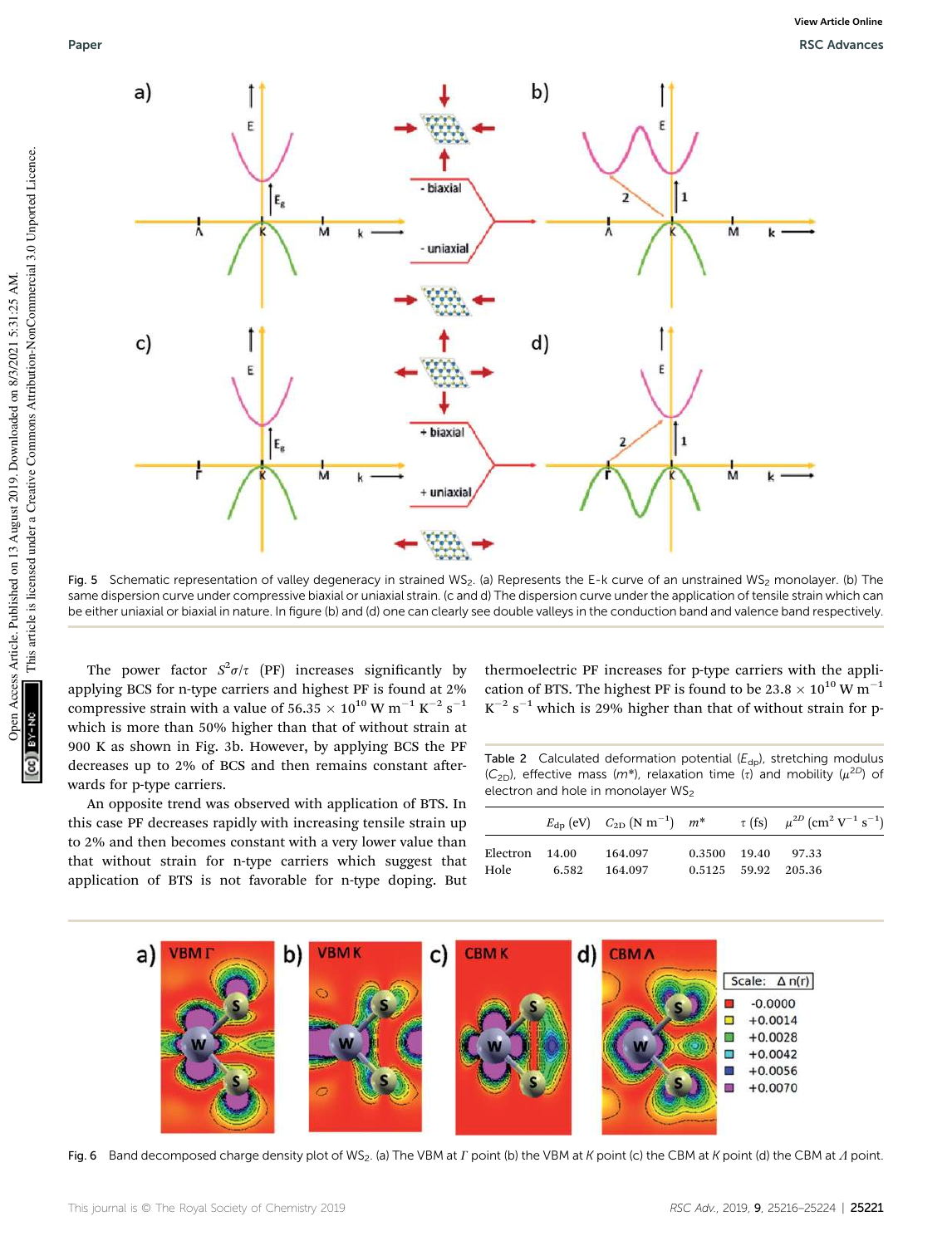Fig. 5 Schematic representation of valley degeneracy in strained $WS_2$. (a) Represents the E-k curve of an unstrained $WS_2$ monolayer. (b) The same dispersion curve under compressive biaxial or uniaxial strain. (c and d) The dispersion curve under the application of tensile strain which can be either uniaxial or biaxial in nature. In figure (b) and (d) one can clearly see double valleys in the conduction band and valence band respectively.

The power factor $S^2\sigma/\tau$ (PF) increases significantly by applying BCS for n-type carriers and highest PF is found at 2% compressive strain with a value of $56.35 \times 10^{10}$ W m$^{-1}$ K$^{-2}$ s$^{-1}$ which is more than 50% higher than that of without strain at 900 K as shown in Fig. 3b. However, by applying BCS the PF decreases up to 2% of BCS and then remains constant afterwards for p-type carriers.

An opposite trend was observed with application of BTS. In this case PF decreases rapidly with increasing tensile strain up to 2% and then becomes constant with a very lower value than that without strain for n-type carriers which suggest that application of BTS is not favorable for n-type doping. But thermoelectric PF increases for p-type carriers with the application of BTS. The highest PF is found to be $23.8 \times 10^{10}$ W m$^{-1}$ K$^{-2}$ s$^{-1}$ which is 29% higher than that of without strain for p-

Table 2 Calculated deformation potential ($E_{dp}$), stretching modulus ($C_{2D}$), effective mass ($m^*$), relaxation time ($\tau$) and mobility ($\mu^{2D}$) of electron and hole in monolayer $WS_2$

| | $E_{dp}$ (eV) | $C_{2D}$ (N m$^{-1}$) | $m^*$ | $\tau$ (fs) | $\mu^{2D}$ (cm$^2$ V$^{-1}$ s$^{-1}$) |
|---|---|---|---|---|---|
| Electron | 14.00 | 164.097 | 0.3500 | 19.40 | 97.33 |
| Hole | 6.582 | 164.097 | 0.5125 | 59.92 | 205.36 |

Fig. 6 Band decomposed charge density plot of $WS_2$. (a) The VBM at $\Gamma$ point (b) the VBM at $K$ point (c) the CBM at $K$ point (d) the CBM at $\Lambda$ point.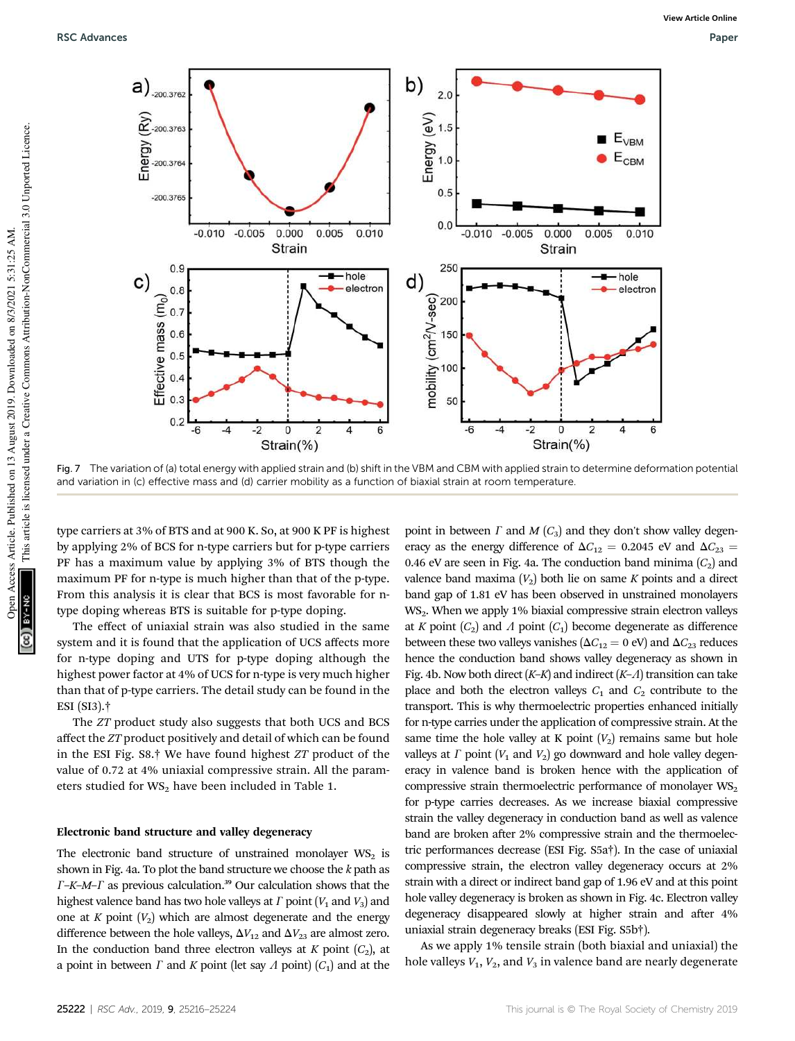Fig. 7 The variation of (a) total energy with applied strain and (b) shift in the VBM and CBM with applied strain to determine deformation potential and variation in (c) effective mass and (d) carrier mobility as a function of biaxial strain at room temperature.

type carriers at 3% of BTS and at 900 K. So, at 900 K PF is highest by applying 2% of BCS for n-type carriers but for p-type carriers PF has a maximum value by applying 3% of BTS though the maximum PF for n-type is much higher than that of the p-type. From this analysis it is clear that BCS is most favorable for n-type doping whereas BTS is suitable for p-type doping.

The effect of uniaxial strain was also studied in the same system and it is found that the application of UCS affects more for n-type doping and UTS for p-type doping although the highest power factor at 4% of UCS for n-type is very much higher than that of p-type carriers. The detail study can be found in the ESI (SI3).†

The *ZT* product study also suggests that both UCS and BCS affect the *ZT* product positively and detail of which can be found in the ESI Fig. S8.† We have found highest *ZT* product of the value of 0.72 at 4% uniaxial compressive strain. All the parameters studied for $WS_2$ have been included in Table 1.

### Electronic band structure and valley degeneracy

The electronic band structure of unstrained monolayer $WS_2$ is shown in Fig. 4a. To plot the band structure we choose the *k* path as $\Gamma$–$K$–$M$–$\Gamma$ as previous calculation.[39] Our calculation shows that the highest valence band has two hole valleys at $\Gamma$ point ($V_1$ and $V_3$) and one at $K$ point ($V_2$) which are almost degenerate and the energy difference between the hole valleys, $\Delta V_{12}$ and $\Delta V_{23}$ are almost zero. In the conduction band three electron valleys at $K$ point ($C_2$), at a point in between $\Gamma$ and $K$ point (let say $\Lambda$ point) ($C_1$) and at the point in between $\Gamma$ and $M$ ($C_3$) and they don't show valley degeneracy as the energy difference of $\Delta C_{12}$ = 0.2045 eV and $\Delta C_{23}$ = 0.46 eV are seen in Fig. 4a. The conduction band minima ($C_2$) and valence band maxima ($V_2$) both lie on same $K$ points and a direct band gap of 1.81 eV has been observed in unstrained monolayers $WS_2$. When we apply 1% biaxial compressive strain electron valleys at $K$ point ($C_2$) and $\Lambda$ point ($C_1$) become degenerate as difference between these two valleys vanishes ($\Delta C_{12}$ = 0 eV) and $\Delta C_{23}$ reduces hence the conduction band shows valley degeneracy as shown in Fig. 4b. Now both direct ($K$–$K$) and indirect ($K$–$\Lambda$) transition can take place and both the electron valleys $C_1$ and $C_2$ contribute to the transport. This is why thermoelectric properties enhanced initially for n-type carries under the application of compressive strain. At the same time the hole valley at K point ($V_2$) remains same but hole valleys at $\Gamma$ point ($V_1$ and $V_2$) go downward and hole valley degeneracy in valence band is broken hence with the application of compressive strain thermoelectric performance of monolayer $WS_2$ for p-type carries decreases. As we increase biaxial compressive strain the valley degeneracy in conduction band as well as valence band are broken after 2% compressive strain and the thermoelectric performances decrease (ESI Fig. S5a†). In the case of uniaxial compressive strain, the electron valley degeneracy occurs at 2% strain with a direct or indirect band gap of 1.96 eV and at this point hole valley degeneracy is broken as shown in Fig. 4c. Electron valley degeneracy disappeared slowly at higher strain and after 4% uniaxial strain degeneracy breaks (ESI Fig. S5b†).

As we apply 1% tensile strain (both biaxial and uniaxial) the hole valleys $V_1$, $V_2$, and $V_3$ in valence band are nearly degenerate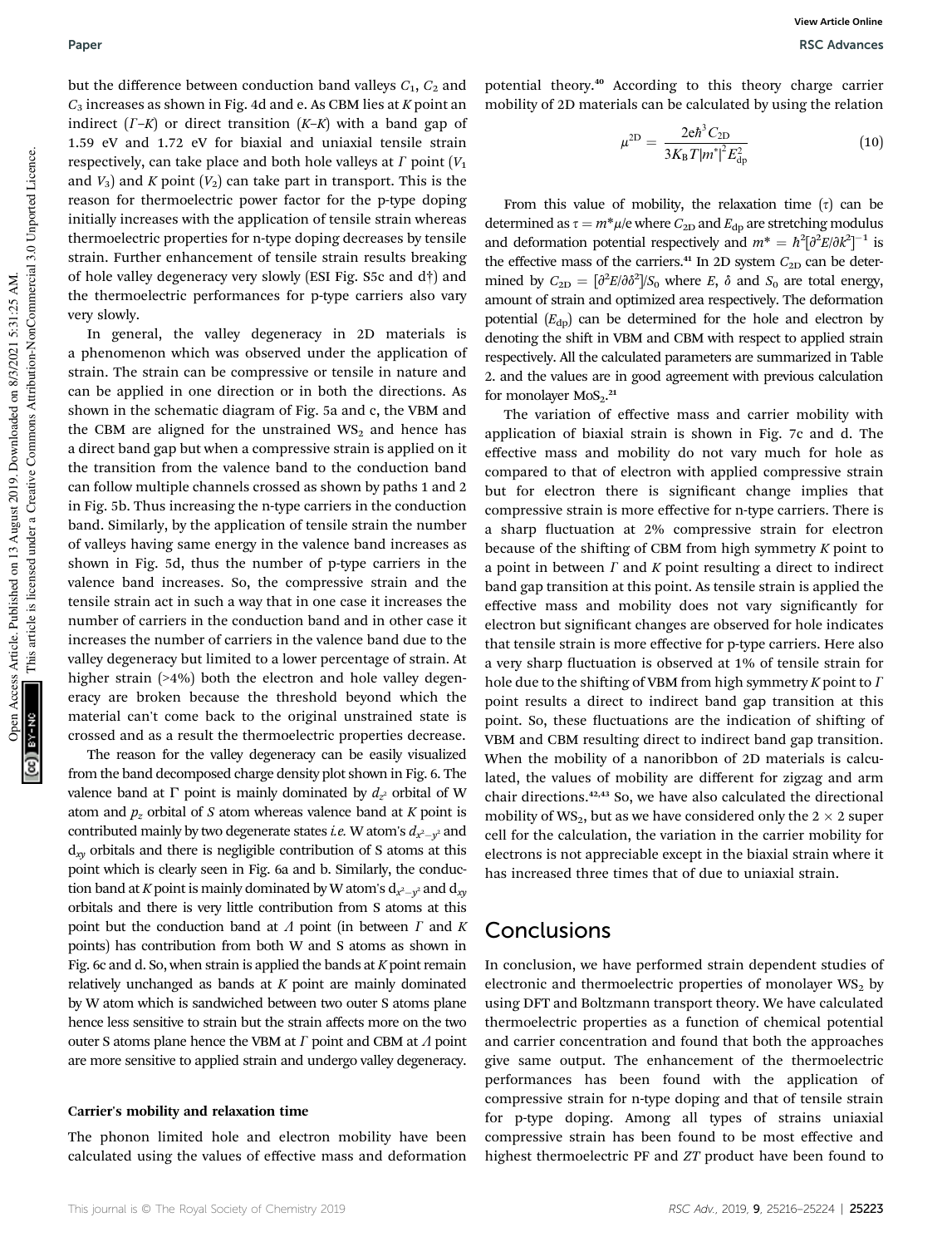but the difference between conduction band valleys $C_1$, $C_2$ and $C_3$ increases as shown in Fig. 4d and e. As CBM lies at $K$ point an indirect ($\Gamma$–$K$) or direct transition ($K$–$K$) with a band gap of 1.59 eV and 1.72 eV for biaxial and uniaxial tensile strain respectively, can take place and both hole valleys at $\Gamma$ point ($V_1$ and $V_3$) and $K$ point ($V_2$) can take part in transport. This is the reason for thermoelectric power factor for the p-type doping initially increases with the application of tensile strain whereas thermoelectric properties for n-type doping decreases by tensile strain. Further enhancement of tensile strain results breaking of hole valley degeneracy very slowly (ESI Fig. S5c and d†) and the thermoelectric performances for p-type carriers also vary very slowly.

In general, the valley degeneracy in 2D materials is a phenomenon which was observed under the application of strain. The strain can be compressive or tensile in nature and can be applied in one direction or in both the directions. As shown in the schematic diagram of Fig. 5a and c, the VBM and the CBM are aligned for the unstrained $WS_2$ and hence has a direct band gap but when a compressive strain is applied on it the transition from the valence band to the conduction band can follow multiple channels crossed as shown by paths 1 and 2 in Fig. 5b. Thus increasing the n-type carriers in the conduction band. Similarly, by the application of tensile strain the number of valleys having same energy in the valence band increases as shown in Fig. 5d, thus the number of p-type carriers in the valence band increases. So, the compressive strain and the tensile strain act in such a way that in one case it increases the number of carriers in the conduction band and in other case it increases the number of carriers in the valence band due to the valley degeneracy but limited to a lower percentage of strain. At higher strain (>4%) both the electron and hole valley degeneracy are broken because the threshold beyond which the material can't come back to the original unstrained state is crossed and as a result the thermoelectric properties decrease.

The reason for the valley degeneracy can be easily visualized from the band decomposed charge density plot shown in Fig. 6. The valence band at Γ point is mainly dominated by $d_{z^2}$ orbital of W atom and $p_z$ orbital of S atom whereas valence band at $K$ point is contributed mainly by two degenerate states *i.e.* W atom's $d_{x^2-y^2}$ and $d_{xy}$ orbitals and there is negligible contribution of S atoms at this point which is clearly seen in Fig. 6a and b. Similarly, the conduction band at $K$ point is mainly dominated by W atom's $d_{x^2-y^2}$ and $d_{xy}$ orbitals and there is very little contribution from S atoms at this point but the conduction band at $\Lambda$ point (in between $\Gamma$ and $K$ points) has contribution from both W and S atoms as shown in Fig. 6c and d. So, when strain is applied the bands at $K$ point remain relatively unchanged as bands at $K$ point are mainly dominated by W atom which is sandwiched between two outer S atoms plane hence less sensitive to strain but the strain affects more on the two outer S atoms plane hence the VBM at $\Gamma$ point and CBM at $\Lambda$ point are more sensitive to applied strain and undergo valley degeneracy.

#### Carrier's mobility and relaxation time

The phonon limited hole and electron mobility have been calculated using the values of effective mass and deformation potential theory.[40] According to this theory charge carrier mobility of 2D materials can be calculated by using the relation

$$\mu^{2D} = \frac{2e\hbar^3 C_{2D}}{3K_B T |m^*|^2 E_{dp}^2} \tag{10}$$

From this value of mobility, the relaxation time ($\tau$) can be determined as $\tau = m^*\mu/e$ where $C_{2D}$ and $E_{dp}$ are stretching modulus and deformation potential respectively and $m^* = \hbar^2[\partial^2 E/\partial k^2]^{-1}$ is the effective mass of the carriers.[41] In 2D system $C_{2D}$ can be determined by $C_{2D} = [\partial^2 E/\partial \delta^2]/S_0$ where $E$, $\delta$ and $S_0$ are total energy, amount of strain and optimized area respectively. The deformation potential ($E_{dp}$) can be determined for the hole and electron by denoting the shift in VBM and CBM with respect to applied strain respectively. All the calculated parameters are summarized in Table 2. and the values are in good agreement with previous calculation for monolayer $MoS_2$.[21]

The variation of effective mass and carrier mobility with application of biaxial strain is shown in Fig. 7c and d. The effective mass and mobility do not vary much for hole as compared to that of electron with applied compressive strain but for electron there is significant change implies that compressive strain is more effective for n-type carriers. There is a sharp fluctuation at 2% compressive strain for electron because of the shifting of CBM from high symmetry $K$ point to a point in between $\Gamma$ and $K$ point resulting a direct to indirect band gap transition at this point. As tensile strain is applied the effective mass and mobility does not vary significantly for electron but significant changes are observed for hole indicates that tensile strain is more effective for p-type carriers. Here also a very sharp fluctuation is observed at 1% of tensile strain for hole due to the shifting of VBM from high symmetry $K$ point to $\Gamma$ point results a direct to indirect band gap transition at this point. So, these fluctuations are the indication of shifting of VBM and CBM resulting direct to indirect band gap transition. When the mobility of a nanoribbon of 2D materials is calculated, the values of mobility are different for zigzag and arm chair directions.[42,43] So, we have also calculated the directional mobility of $WS_2$, but as we have considered only the 2 × 2 super cell for the calculation, the variation in the carrier mobility for electrons is not appreciable except in the biaxial strain where it has increased three times that of due to uniaxial strain.

## Conclusions

In conclusion, we have performed strain dependent studies of electronic and thermoelectric properties of monolayer $WS_2$ by using DFT and Boltzmann transport theory. We have calculated thermoelectric properties as a function of chemical potential and carrier concentration and found that both the approaches give same output. The enhancement of the thermoelectric performances has been found with the application of compressive strain for n-type doping and that of tensile strain for p-type doping. Among all types of strains uniaxial compressive strain has been found to be most effective and highest thermoelectric PF and $ZT$ product have been found to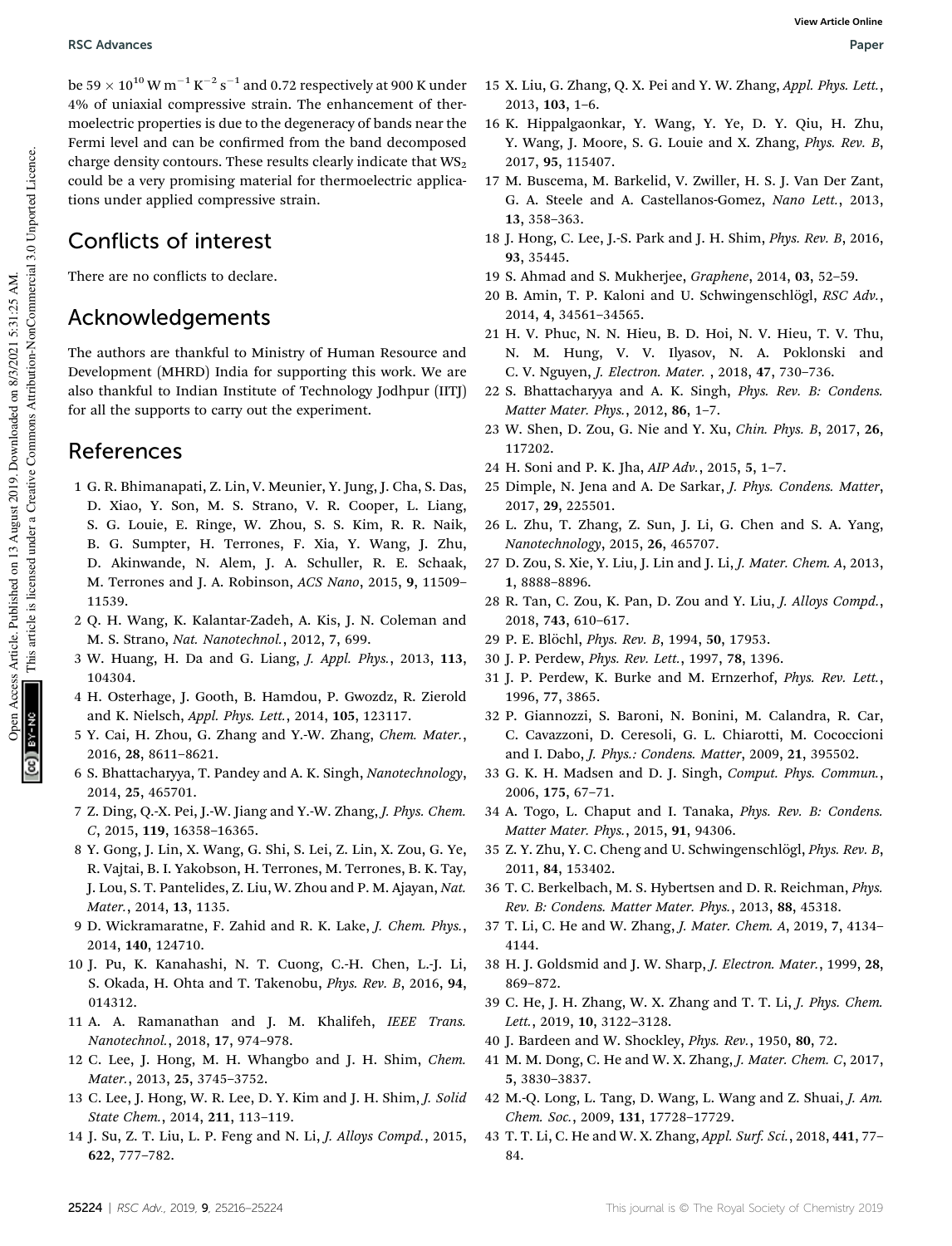be $59 \times 10^{10}$ W m$^{-1}$ K$^{-2}$ s$^{-1}$ and 0.72 respectively at 900 K under 4% of uniaxial compressive strain. The enhancement of thermoelectric properties is due to the degeneracy of bands near the Fermi level and can be confirmed from the band decomposed charge density contours. These results clearly indicate that $WS_2$ could be a very promising material for thermoelectric applications under applied compressive strain.

## Conflicts of interest

There are no conflicts to declare.

## Acknowledgements

The authors are thankful to Ministry of Human Resource and Development (MHRD) India for supporting this work. We are also thankful to Indian Institute of Technology Jodhpur (IITJ) for all the supports to carry out the experiment.

## References

1 G. R. Bhimanapati, Z. Lin, V. Meunier, Y. Jung, J. Cha, S. Das, D. Xiao, Y. Son, M. S. Strano, V. R. Cooper, L. Liang, S. G. Louie, E. Ringe, W. Zhou, S. S. Kim, R. R. Naik, B. G. Sumpter, H. Terrones, F. Xia, Y. Wang, J. Zhu, D. Akinwande, N. Alem, J. A. Schuller, R. E. Schaak, M. Terrones and J. A. Robinson, *ACS Nano*, 2015, **9**, 11509–11539.

2 Q. H. Wang, K. Kalantar-Zadeh, A. Kis, J. N. Coleman and M. S. Strano, *Nat. Nanotechnol.*, 2012, **7**, 699.

3 W. Huang, H. Da and G. Liang, *J. Appl. Phys.*, 2013, **113**, 104304.

4 H. Osterhage, J. Gooth, B. Hamdou, P. Gwozdz, R. Zierold and K. Nielsch, *Appl. Phys. Lett.*, 2014, **105**, 123117.

5 Y. Cai, H. Zhou, G. Zhang and Y.-W. Zhang, *Chem. Mater.*, 2016, **28**, 8611–8621.

6 S. Bhattacharyya, T. Pandey and A. K. Singh, *Nanotechnology*, 2014, **25**, 465701.

7 Z. Ding, Q.-X. Pei, J.-W. Jiang and Y.-W. Zhang, *J. Phys. Chem. C*, 2015, **119**, 16358–16365.

8 Y. Gong, J. Lin, X. Wang, G. Shi, S. Lei, Z. Lin, X. Zou, G. Ye, R. Vajtai, B. I. Yakobson, H. Terrones, M. Terrones, B. K. Tay, J. Lou, S. T. Pantelides, Z. Liu, W. Zhou and P. M. Ajayan, *Nat. Mater.*, 2014, **13**, 1135.

9 D. Wickramaratne, F. Zahid and R. K. Lake, *J. Chem. Phys.*, 2014, **140**, 124710.

10 J. Pu, K. Kanahashi, N. T. Cuong, C.-H. Chen, L.-J. Li, S. Okada, H. Ohta and T. Takenobu, *Phys. Rev. B*, 2016, **94**, 014312.

11 A. A. Ramanathan and J. M. Khalifeh, *IEEE Trans. Nanotechnol.*, 2018, **17**, 974–978.

12 C. Lee, J. Hong, M. H. Whangbo and J. H. Shim, *Chem. Mater.*, 2013, **25**, 3745–3752.

13 C. Lee, J. Hong, W. R. Lee, D. Y. Kim and J. H. Shim, *J. Solid State Chem.*, 2014, **211**, 113–119.

14 J. Su, Z. T. Liu, L. P. Feng and N. Li, *J. Alloys Compd.*, 2015, **622**, 777–782.

15 X. Liu, G. Zhang, Q. X. Pei and Y. W. Zhang, *Appl. Phys. Lett.*, 2013, **103**, 1–6.

16 K. Hippalgaonkar, Y. Wang, Y. Ye, D. Y. Qiu, H. Zhu, Y. Wang, J. Moore, S. G. Louie and X. Zhang, *Phys. Rev. B*, 2017, **95**, 115407.

17 M. Buscema, M. Barkelid, V. Zwiller, H. S. J. Van Der Zant, G. A. Steele and A. Castellanos-Gomez, *Nano Lett.*, 2013, **13**, 358–363.

18 J. Hong, C. Lee, J.-S. Park and J. H. Shim, *Phys. Rev. B*, 2016, **93**, 35445.

19 S. Ahmad and S. Mukherjee, *Graphene*, 2014, **03**, 52–59.

20 B. Amin, T. P. Kaloni and U. Schwingenschlögl, *RSC Adv.*, 2014, **4**, 34561–34565.

21 H. V. Phuc, N. N. Hieu, B. D. Hoi, N. V. Hieu, T. V. Thu, N. M. Hung, V. V. Ilyasov, N. A. Poklonski and C. V. Nguyen, *J. Electron. Mater.*, 2018, **47**, 730–736.

22 S. Bhattacharyya and A. K. Singh, *Phys. Rev. B: Condens. Matter Mater. Phys.*, 2012, **86**, 1–7.

23 W. Shen, D. Zou, G. Nie and Y. Xu, *Chin. Phys. B*, 2017, **26**, 117202.

24 H. Soni and P. K. Jha, *AIP Adv.*, 2015, **5**, 1–7.

25 Dimple, N. Jena and A. De Sarkar, *J. Phys. Condens. Matter*, 2017, **29**, 225501.

26 L. Zhu, T. Zhang, Z. Sun, J. Li, G. Chen and S. A. Yang, *Nanotechnology*, 2015, **26**, 465707.

27 D. Zou, S. Xie, Y. Liu, J. Lin and J. Li, *J. Mater. Chem. A*, 2013, **1**, 8888–8896.

28 R. Tan, C. Zou, K. Pan, D. Zou and Y. Liu, *J. Alloys Compd.*, 2018, **743**, 610–617.

29 P. E. Blöchl, *Phys. Rev. B*, 1994, **50**, 17953.

30 J. P. Perdew, *Phys. Rev. Lett.*, 1997, **78**, 1396.

31 J. P. Perdew, K. Burke and M. Ernzerhof, *Phys. Rev. Lett.*, 1996, **77**, 3865.

32 P. Giannozzi, S. Baroni, N. Bonini, M. Calandra, R. Car, C. Cavazzoni, D. Ceresoli, G. L. Chiarotti, M. Cococcioni and I. Dabo, *J. Phys.: Condens. Matter*, 2009, **21**, 395502.

33 G. K. H. Madsen and D. J. Singh, *Comput. Phys. Commun.*, 2006, **175**, 67–71.

34 A. Togo, L. Chaput and I. Tanaka, *Phys. Rev. B: Condens. Matter Mater. Phys.*, 2015, **91**, 94306.

35 Z. Y. Zhu, Y. C. Cheng and U. Schwingenschlögl, *Phys. Rev. B*, 2011, **84**, 153402.

36 T. C. Berkelbach, M. S. Hybertsen and D. R. Reichman, *Phys. Rev. B: Condens. Matter Mater. Phys.*, 2013, **88**, 45318.

37 T. Li, C. He and W. Zhang, *J. Mater. Chem. A*, 2019, **7**, 4134–4144.

38 H. J. Goldsmid and J. W. Sharp, *J. Electron. Mater.*, 1999, **28**, 869–872.

39 C. He, J. H. Zhang, W. X. Zhang and T. T. Li, *J. Phys. Chem. Lett.*, 2019, **10**, 3122–3128.

40 J. Bardeen and W. Shockley, *Phys. Rev.*, 1950, **80**, 72.

41 M. M. Dong, C. He and W. X. Zhang, *J. Mater. Chem. C*, 2017, **5**, 3830–3837.

42 M.-Q. Long, L. Tang, D. Wang, L. Wang and Z. Shuai, *J. Am. Chem. Soc.*, 2009, **131**, 17728–17729.

43 T. T. Li, C. He and W. X. Zhang, *Appl. Surf. Sci.*, 2018, **441**, 77–84.